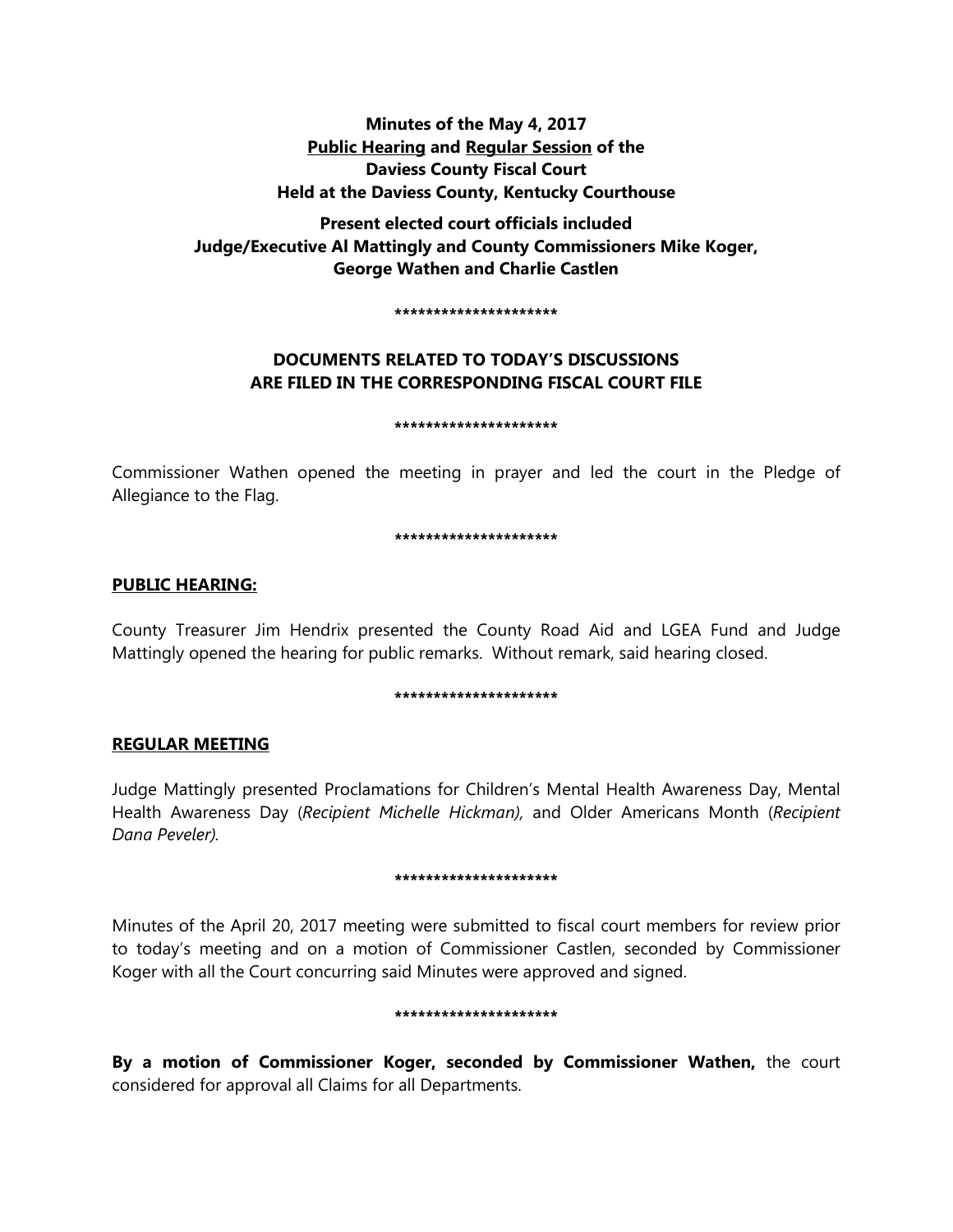**Minutes of the May 4, 2017**
**Public Hearing and Regular Session of the**
**Daviess County Fiscal Court**
**Held at the Daviess County, Kentucky Courthouse**

**Present elected court officials included**
**Judge/Executive Al Mattingly and County Commissioners Mike Koger, George Wathen and Charlie Castlen**

*********************

**DOCUMENTS RELATED TO TODAY'S DISCUSSIONS ARE FILED IN THE CORRESPONDING FISCAL COURT FILE**

*********************

Commissioner Wathen opened the meeting in prayer and led the court in the Pledge of Allegiance to the Flag.

*********************

**PUBLIC HEARING:**

County Treasurer Jim Hendrix presented the County Road Aid and LGEA Fund and Judge Mattingly opened the hearing for public remarks. Without remark, said hearing closed.

*********************

**REGULAR MEETING**

Judge Mattingly presented Proclamations for Children's Mental Health Awareness Day, Mental Health Awareness Day (*Recipient Michelle Hickman),* and Older Americans Month (*Recipient Dana Peveler).*

*********************

Minutes of the April 20, 2017 meeting were submitted to fiscal court members for review prior to today's meeting and on a motion of Commissioner Castlen, seconded by Commissioner Koger with all the Court concurring said Minutes were approved and signed.

*********************

**By a motion of Commissioner Koger, seconded by Commissioner Wathen,** the court considered for approval all Claims for all Departments.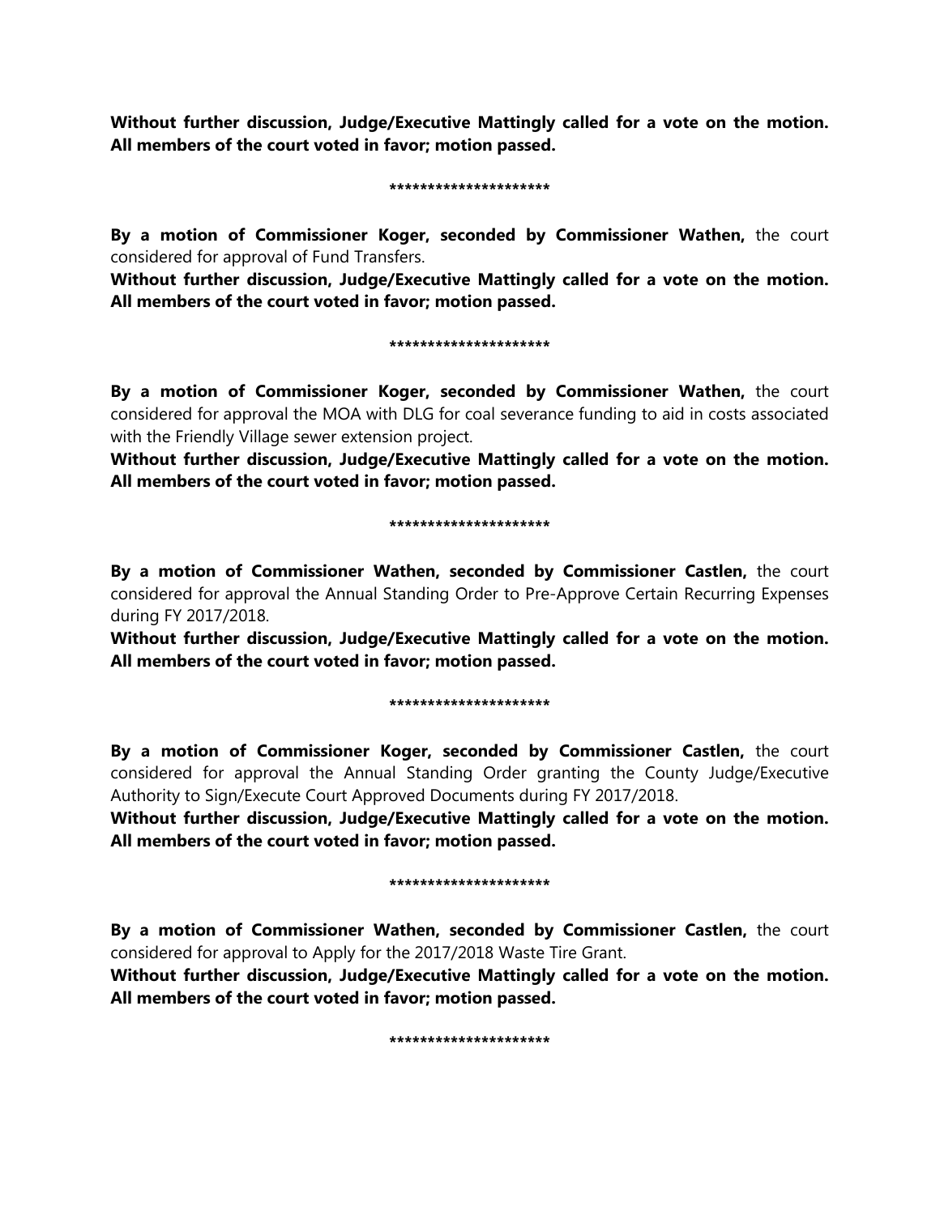**Without further discussion, Judge/Executive Mattingly called for a vote on the motion. All members of the court voted in favor; motion passed.**

*********************

**By a motion of Commissioner Koger, seconded by Commissioner Wathen,** the court considered for approval of Fund Transfers.

**Without further discussion, Judge/Executive Mattingly called for a vote on the motion. All members of the court voted in favor; motion passed.**

*********************

**By a motion of Commissioner Koger, seconded by Commissioner Wathen,** the court considered for approval the MOA with DLG for coal severance funding to aid in costs associated with the Friendly Village sewer extension project.

**Without further discussion, Judge/Executive Mattingly called for a vote on the motion. All members of the court voted in favor; motion passed.**

*********************

**By a motion of Commissioner Wathen, seconded by Commissioner Castlen,** the court considered for approval the Annual Standing Order to Pre-Approve Certain Recurring Expenses during FY 2017/2018.

**Without further discussion, Judge/Executive Mattingly called for a vote on the motion. All members of the court voted in favor; motion passed.**

*********************

**By a motion of Commissioner Koger, seconded by Commissioner Castlen,** the court considered for approval the Annual Standing Order granting the County Judge/Executive Authority to Sign/Execute Court Approved Documents during FY 2017/2018.

**Without further discussion, Judge/Executive Mattingly called for a vote on the motion. All members of the court voted in favor; motion passed.**

*********************

**By a motion of Commissioner Wathen, seconded by Commissioner Castlen,** the court considered for approval to Apply for the 2017/2018 Waste Tire Grant.

**Without further discussion, Judge/Executive Mattingly called for a vote on the motion. All members of the court voted in favor; motion passed.**

*********************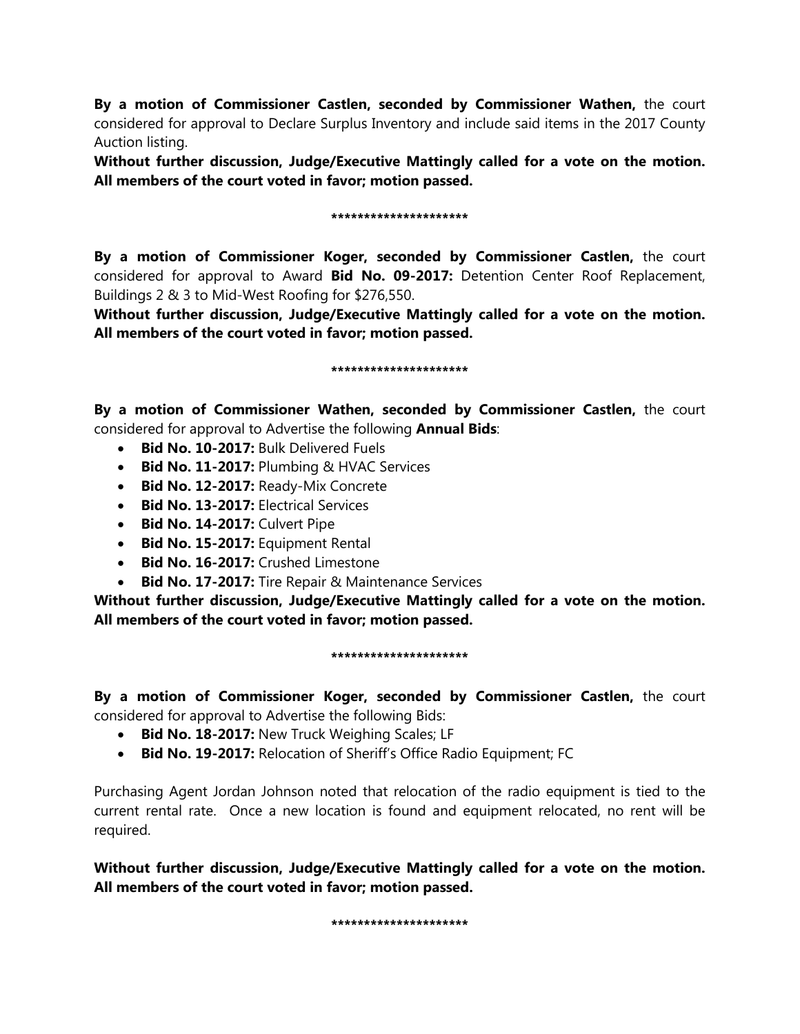**By a motion of Commissioner Castlen, seconded by Commissioner Wathen,** the court considered for approval to Declare Surplus Inventory and include said items in the 2017 County Auction listing.

**Without further discussion, Judge/Executive Mattingly called for a vote on the motion. All members of the court voted in favor; motion passed.**

*********************

**By a motion of Commissioner Koger, seconded by Commissioner Castlen,** the court considered for approval to Award **Bid No. 09-2017:** Detention Center Roof Replacement, Buildings 2 & 3 to Mid-West Roofing for $276,550.

**Without further discussion, Judge/Executive Mattingly called for a vote on the motion. All members of the court voted in favor; motion passed.**

*********************

**By a motion of Commissioner Wathen, seconded by Commissioner Castlen,** the court considered for approval to Advertise the following **Annual Bids**:

- **Bid No. 10-2017:** Bulk Delivered Fuels
- **Bid No. 11-2017:** Plumbing & HVAC Services
- **Bid No. 12-2017:** Ready-Mix Concrete
- **Bid No. 13-2017:** Electrical Services
- **Bid No. 14-2017:** Culvert Pipe
- **Bid No. 15-2017:** Equipment Rental
- **Bid No. 16-2017:** Crushed Limestone
- **Bid No. 17-2017:** Tire Repair & Maintenance Services

**Without further discussion, Judge/Executive Mattingly called for a vote on the motion. All members of the court voted in favor; motion passed.**

*********************

**By a motion of Commissioner Koger, seconded by Commissioner Castlen,** the court considered for approval to Advertise the following Bids:

- **Bid No. 18-2017:** New Truck Weighing Scales; LF
- **Bid No. 19-2017:** Relocation of Sheriff's Office Radio Equipment; FC

Purchasing Agent Jordan Johnson noted that relocation of the radio equipment is tied to the current rental rate. Once a new location is found and equipment relocated, no rent will be required.

**Without further discussion, Judge/Executive Mattingly called for a vote on the motion. All members of the court voted in favor; motion passed.**

*********************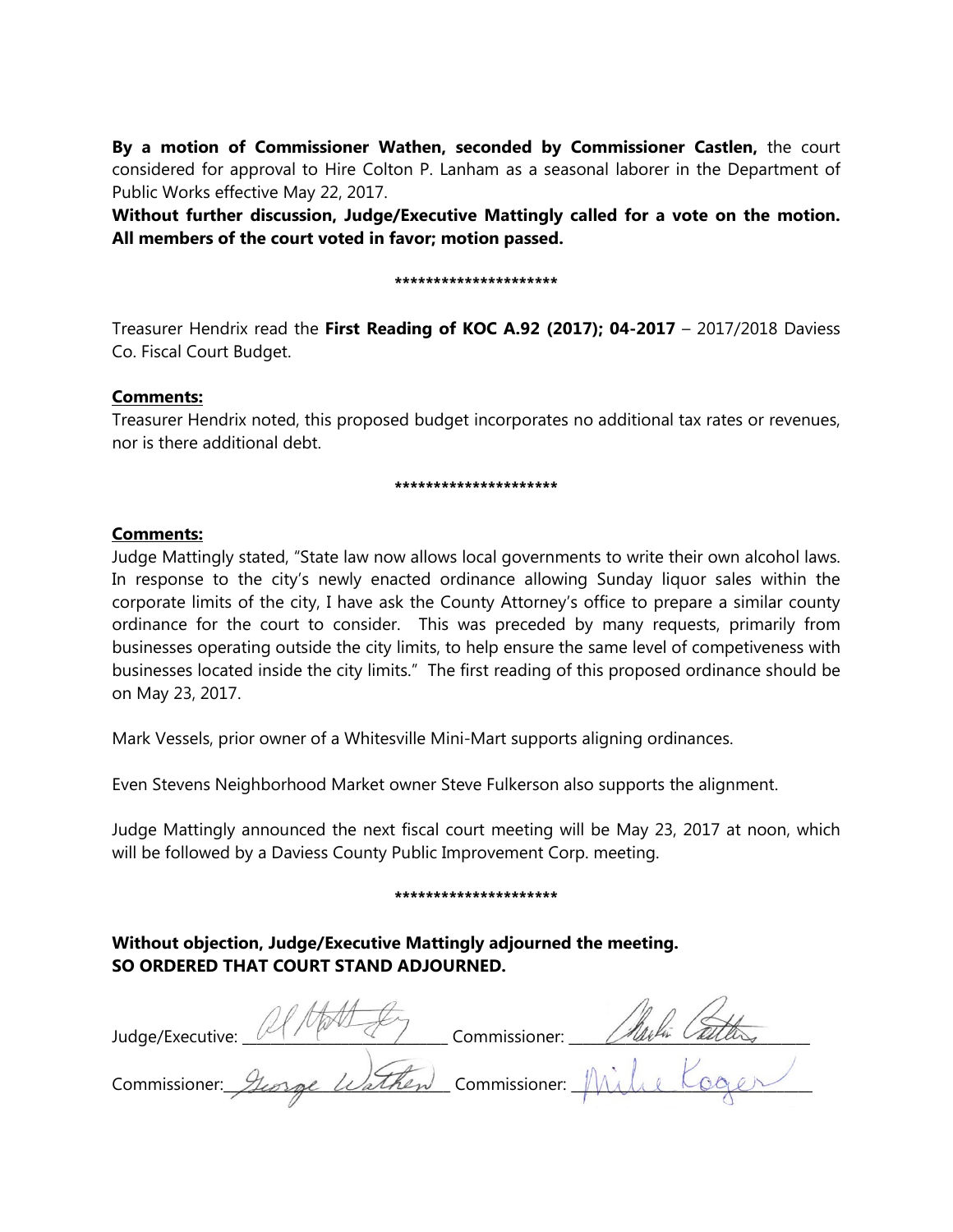**By a motion of Commissioner Wathen, seconded by Commissioner Castlen,** the court considered for approval to Hire Colton P. Lanham as a seasonal laborer in the Department of Public Works effective May 22, 2017.

**Without further discussion, Judge/Executive Mattingly called for a vote on the motion. All members of the court voted in favor; motion passed.**

**\*\*\*\*\*\*\*\*\*\*\*\*\*\*\*\*\*\*\*\*\***

Treasurer Hendrix read the **First Reading of KOC A.92 (2017); 04-2017** – 2017/2018 Daviess Co. Fiscal Court Budget.

**Comments:**

Treasurer Hendrix noted, this proposed budget incorporates no additional tax rates or revenues, nor is there additional debt.

**\*\*\*\*\*\*\*\*\*\*\*\*\*\*\*\*\*\*\*\*\***

**Comments:**

Judge Mattingly stated, "State law now allows local governments to write their own alcohol laws. In response to the city's newly enacted ordinance allowing Sunday liquor sales within the corporate limits of the city, I have ask the County Attorney's office to prepare a similar county ordinance for the court to consider. This was preceded by many requests, primarily from businesses operating outside the city limits, to help ensure the same level of competiveness with businesses located inside the city limits." The first reading of this proposed ordinance should be on May 23, 2017.

Mark Vessels, prior owner of a Whitesville Mini-Mart supports aligning ordinances.

Even Stevens Neighborhood Market owner Steve Fulkerson also supports the alignment.

Judge Mattingly announced the next fiscal court meeting will be May 23, 2017 at noon, which will be followed by a Daviess County Public Improvement Corp. meeting.

**\*\*\*\*\*\*\*\*\*\*\*\*\*\*\*\*\*\*\*\*\***

**Without objection, Judge/Executive Mattingly adjourned the meeting.**
**SO ORDERED THAT COURT STAND ADJOURNED.**

Judge/Executive: ____________________ Commissioner: ____________________

Commissioner: George Wathen Commissioner: Mike Koger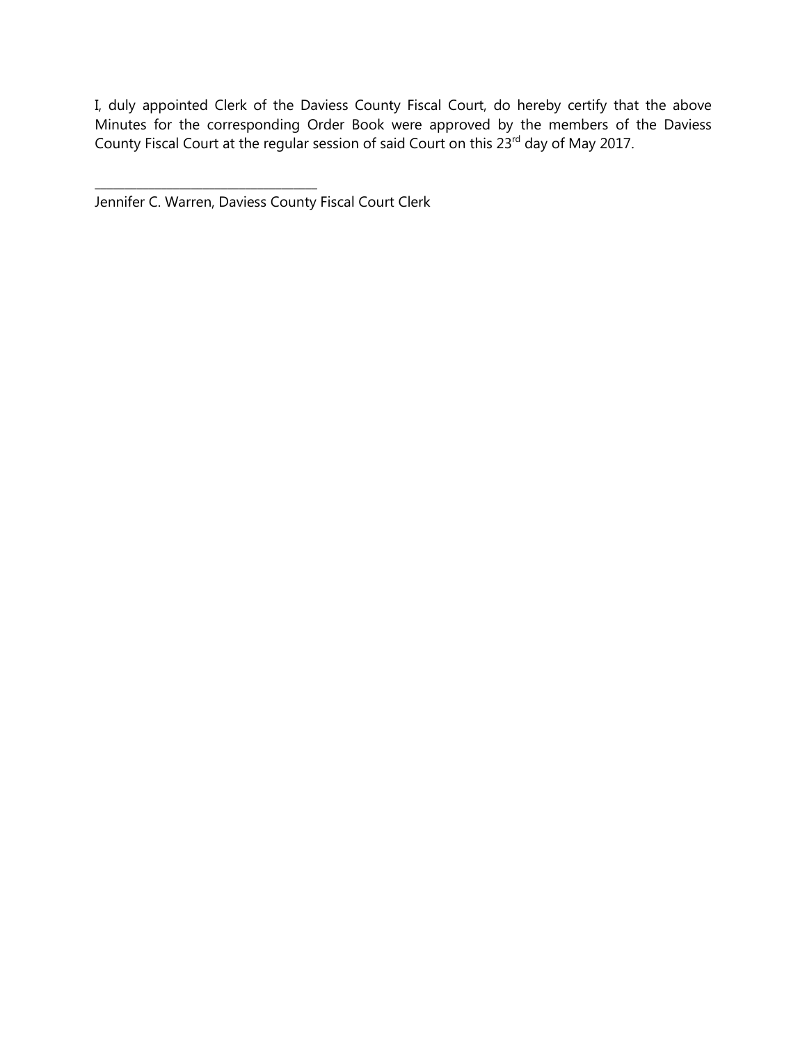I, duly appointed Clerk of the Daviess County Fiscal Court, do hereby certify that the above Minutes for the corresponding Order Book were approved by the members of the Daviess County Fiscal Court at the regular session of said Court on this 23rd day of May 2017.

\_\_\_\_\_\_\_\_\_\_\_\_\_\_\_\_\_\_\_\_\_\_\_\_\_\_\_\_\_\_\_\_\_\_\_\_

Jennifer C. Warren, Daviess County Fiscal Court Clerk